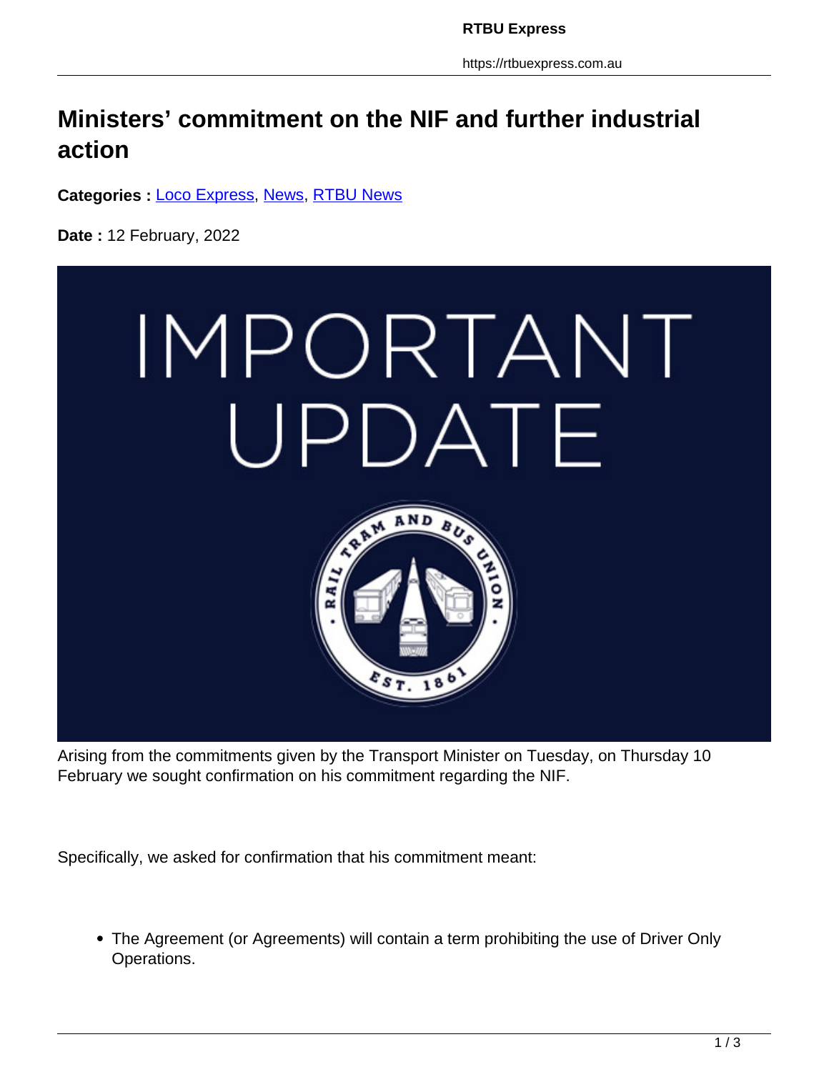# Ministers' commitment on the NIF and further industrial action

**Categories :** [Loco Express](), [News](), [RTBU News]()

**Date :** 12 February, 2022

Arising from the commitments given by the Transport Minister on Tuesday, on Thursday 10 February we sought confirmation on his commitment regarding the NIF.

Specifically, we asked for confirmation that his commitment meant:

- The Agreement (or Agreements) will contain a term prohibiting the use of Driver Only Operations.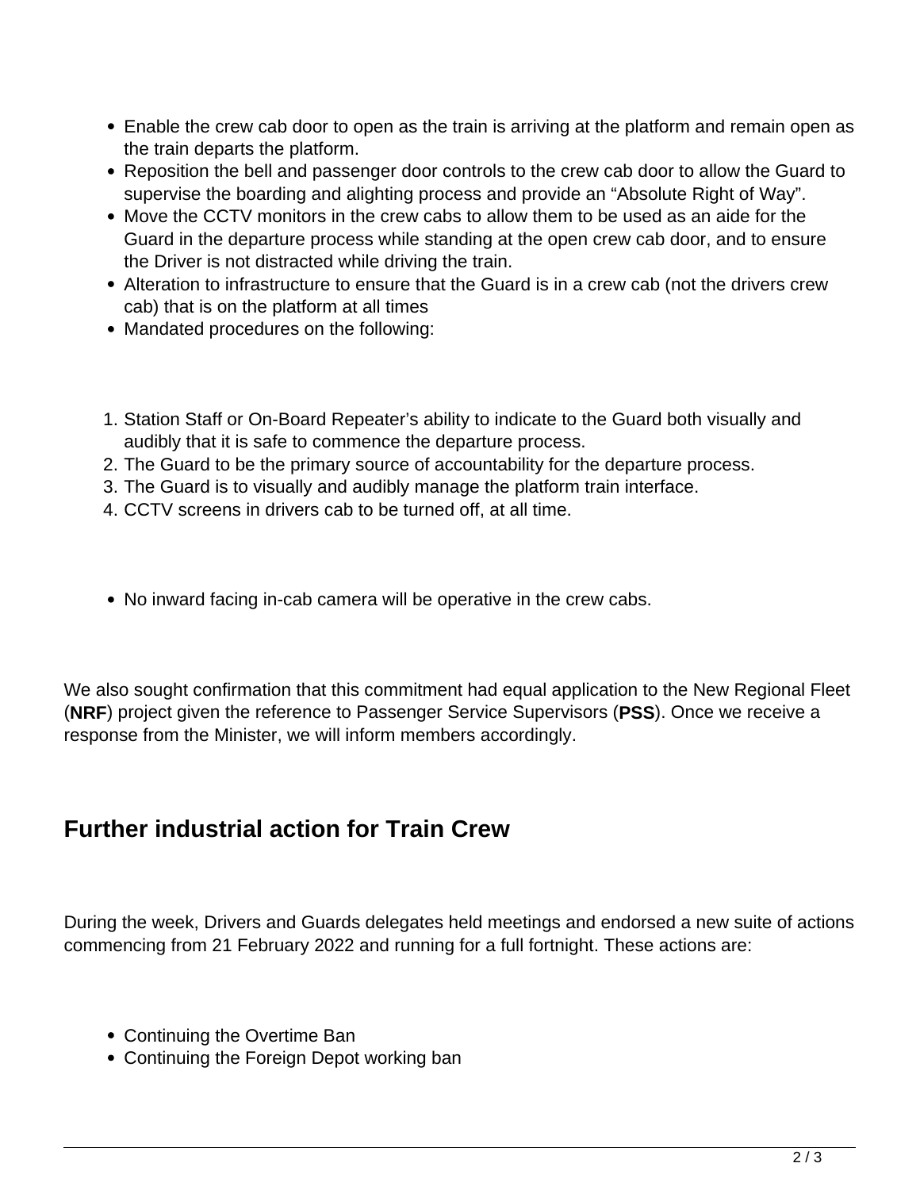- Enable the crew cab door to open as the train is arriving at the platform and remain open as the train departs the platform.
- Reposition the bell and passenger door controls to the crew cab door to allow the Guard to supervise the boarding and alighting process and provide an “Absolute Right of Way”.
- Move the CCTV monitors in the crew cabs to allow them to be used as an aide for the Guard in the departure process while standing at the open crew cab door, and to ensure the Driver is not distracted while driving the train.
- Alteration to infrastructure to ensure that the Guard is in a crew cab (not the drivers crew cab) that is on the platform at all times
- Mandated procedures on the following:

1. Station Staff or On-Board Repeater’s ability to indicate to the Guard both visually and audibly that it is safe to commence the departure process.
2. The Guard to be the primary source of accountability for the departure process.
3. The Guard is to visually and audibly manage the platform train interface.
4. CCTV screens in drivers cab to be turned off, at all time.

- No inward facing in-cab camera will be operative in the crew cabs.

We also sought confirmation that this commitment had equal application to the New Regional Fleet (**NRF**) project given the reference to Passenger Service Supervisors (**PSS**). Once we receive a response from the Minister, we will inform members accordingly.

## Further industrial action for Train Crew

During the week, Drivers and Guards delegates held meetings and endorsed a new suite of actions commencing from 21 February 2022 and running for a full fortnight. These actions are:

- Continuing the Overtime Ban
- Continuing the Foreign Depot working ban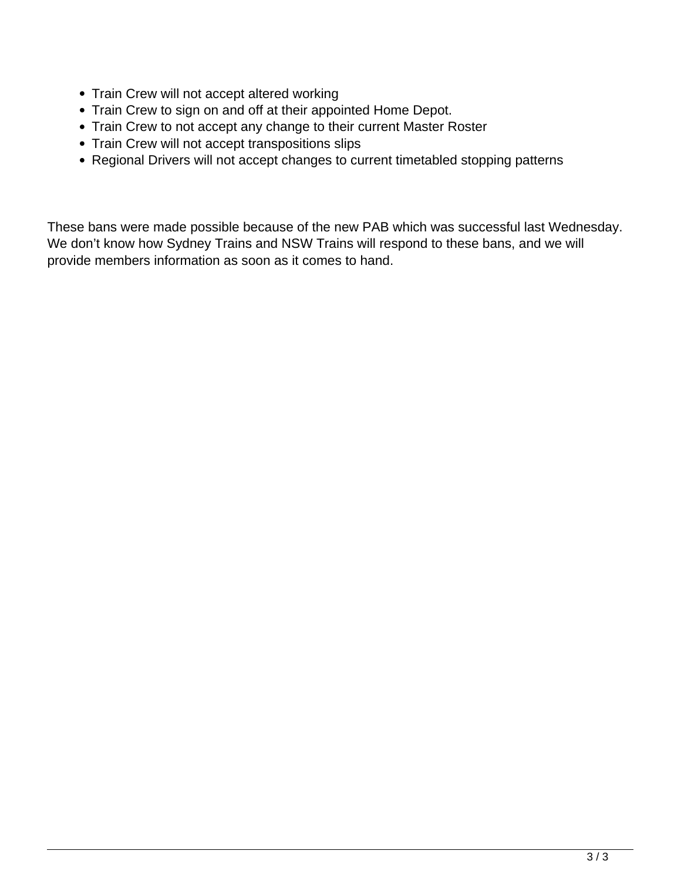- Train Crew will not accept altered working
- Train Crew to sign on and off at their appointed Home Depot.
- Train Crew to not accept any change to their current Master Roster
- Train Crew will not accept transpositions slips
- Regional Drivers will not accept changes to current timetabled stopping patterns

These bans were made possible because of the new PAB which was successful last Wednesday. We don't know how Sydney Trains and NSW Trains will respond to these bans, and we will provide members information as soon as it comes to hand.